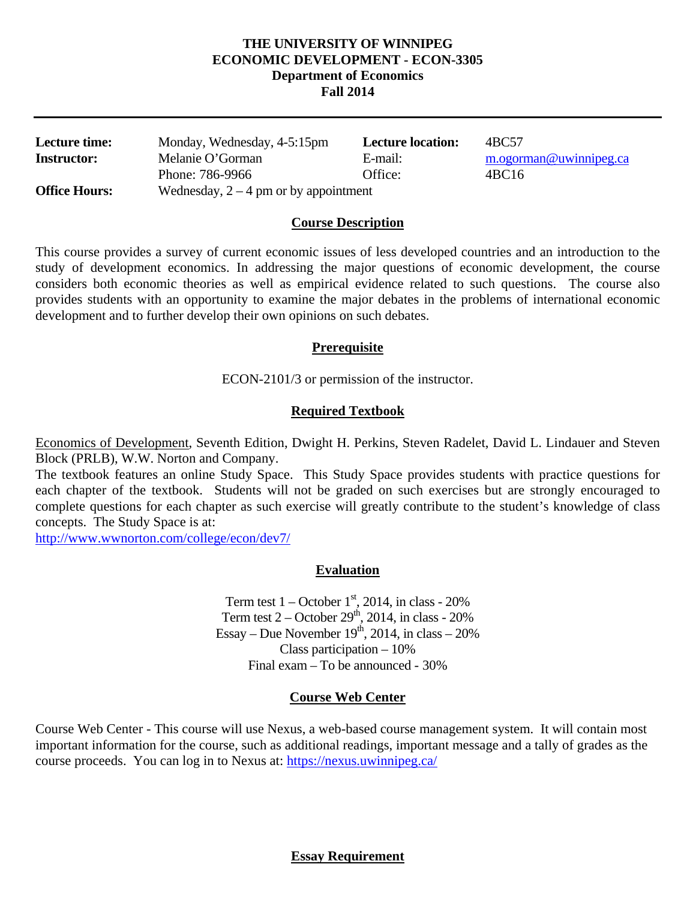# THE UNIVERSITY OF WINNIPEG
## ECONOMIC DEVELOPMENT - ECON-3305
### Department of Economics
### Fall 2014

| | | | |
|---|---|---|---|
| **Lecture time:** | Monday, Wednesday, 4-5:15pm | **Lecture location:** | 4BC57 |
| **Instructor:** | Melanie O'Gorman | E-mail: | m.ogorman@uwinnipeg.ca |
| | Phone: 786-9966 | Office: | 4BC16 |
| **Office Hours:** | Wednesday, 2 – 4 pm or by appointment | | |

## Course Description

This course provides a survey of current economic issues of less developed countries and an introduction to the study of development economics. In addressing the major questions of economic development, the course considers both economic theories as well as empirical evidence related to such questions. The course also provides students with an opportunity to examine the major debates in the problems of international economic development and to further develop their own opinions on such debates.

## Prerequisite

ECON-2101/3 or permission of the instructor.

## Required Textbook

Economics of Development, Seventh Edition, Dwight H. Perkins, Steven Radelet, David L. Lindauer and Steven Block (PRLB), W.W. Norton and Company.

The textbook features an online Study Space. This Study Space provides students with practice questions for each chapter of the textbook. Students will not be graded on such exercises but are strongly encouraged to complete questions for each chapter as such exercise will greatly contribute to the student's knowledge of class concepts. The Study Space is at:
http://www.wwnorton.com/college/econ/dev7/

## Evaluation

Term test 1 – October 1st, 2014, in class - 20%
Term test 2 – October 29th, 2014, in class - 20%
Essay – Due November 19th, 2014, in class – 20%
Class participation – 10%
Final exam – To be announced - 30%

## Course Web Center

Course Web Center - This course will use Nexus, a web-based course management system. It will contain most important information for the course, such as additional readings, important message and a tally of grades as the course proceeds. You can log in to Nexus at: https://nexus.uwinnipeg.ca/

## Essay Requirement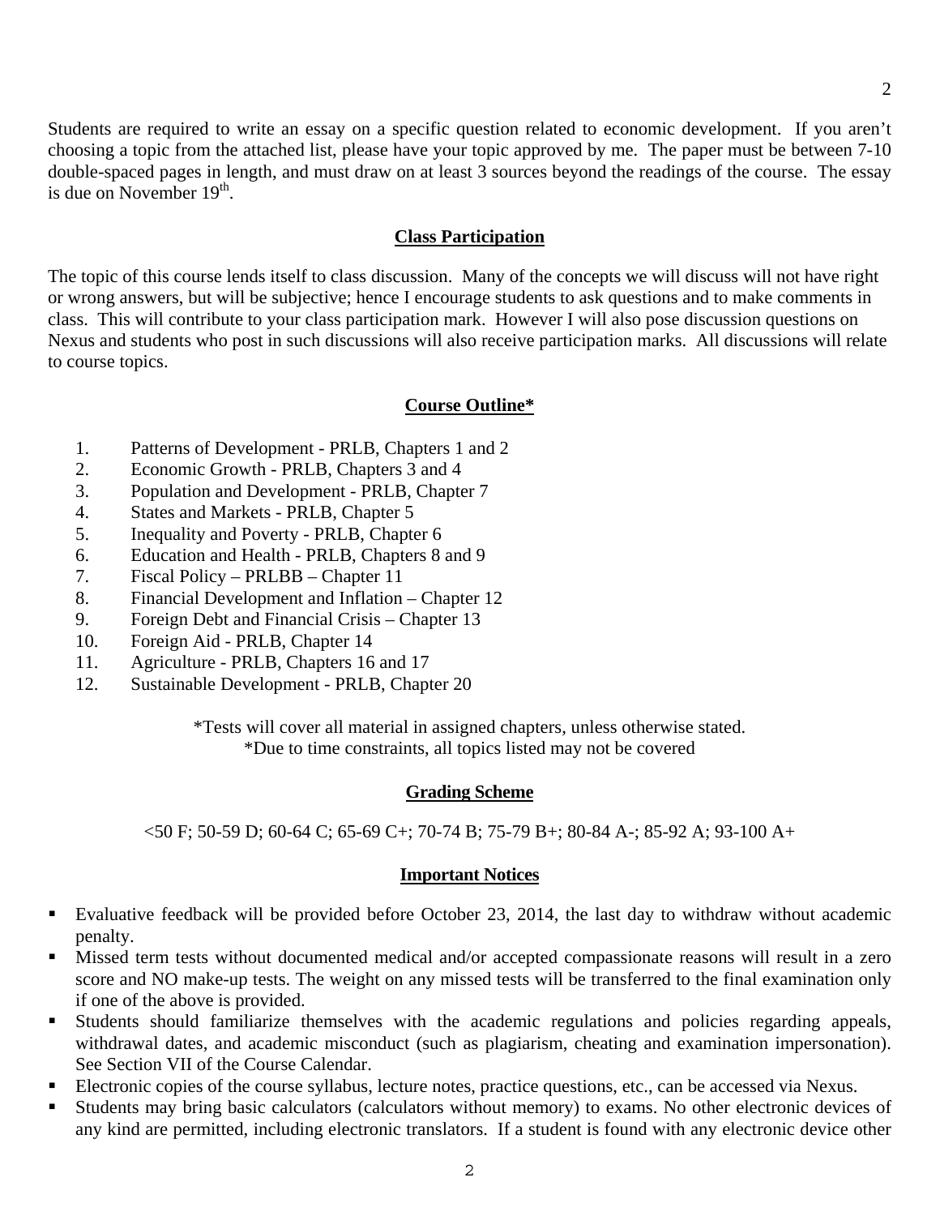Students are required to write an essay on a specific question related to economic development. If you aren't choosing a topic from the attached list, please have your topic approved by me. The paper must be between 7-10 double-spaced pages in length, and must draw on at least 3 sources beyond the readings of the course. The essay is due on November 19th.

## Class Participation

The topic of this course lends itself to class discussion. Many of the concepts we will discuss will not have right or wrong answers, but will be subjective; hence I encourage students to ask questions and to make comments in class. This will contribute to your class participation mark. However I will also pose discussion questions on Nexus and students who post in such discussions will also receive participation marks. All discussions will relate to course topics.

## Course Outline*

1. Patterns of Development - PRLB, Chapters 1 and 2
2. Economic Growth - PRLB, Chapters 3 and 4
3. Population and Development - PRLB, Chapter 7
4. States and Markets - PRLB, Chapter 5
5. Inequality and Poverty - PRLB, Chapter 6
6. Education and Health - PRLB, Chapters 8 and 9
7. Fiscal Policy – PRLBB – Chapter 11
8. Financial Development and Inflation – Chapter 12
9. Foreign Debt and Financial Crisis – Chapter 13
10. Foreign Aid - PRLB, Chapter 14
11. Agriculture - PRLB, Chapters 16 and 17
12. Sustainable Development - PRLB, Chapter 20

*Tests will cover all material in assigned chapters, unless otherwise stated.
*Due to time constraints, all topics listed may not be covered

## Grading Scheme

<50 F; 50-59 D; 60-64 C; 65-69 C+; 70-74 B; 75-79 B+; 80-84 A-; 85-92 A; 93-100 A+

## Important Notices

- Evaluative feedback will be provided before October 23, 2014, the last day to withdraw without academic penalty.
- Missed term tests without documented medical and/or accepted compassionate reasons will result in a zero score and NO make-up tests. The weight on any missed tests will be transferred to the final examination only if one of the above is provided.
- Students should familiarize themselves with the academic regulations and policies regarding appeals, withdrawal dates, and academic misconduct (such as plagiarism, cheating and examination impersonation). See Section VII of the Course Calendar.
- Electronic copies of the course syllabus, lecture notes, practice questions, etc., can be accessed via Nexus.
- Students may bring basic calculators (calculators without memory) to exams. No other electronic devices of any kind are permitted, including electronic translators. If a student is found with any electronic device other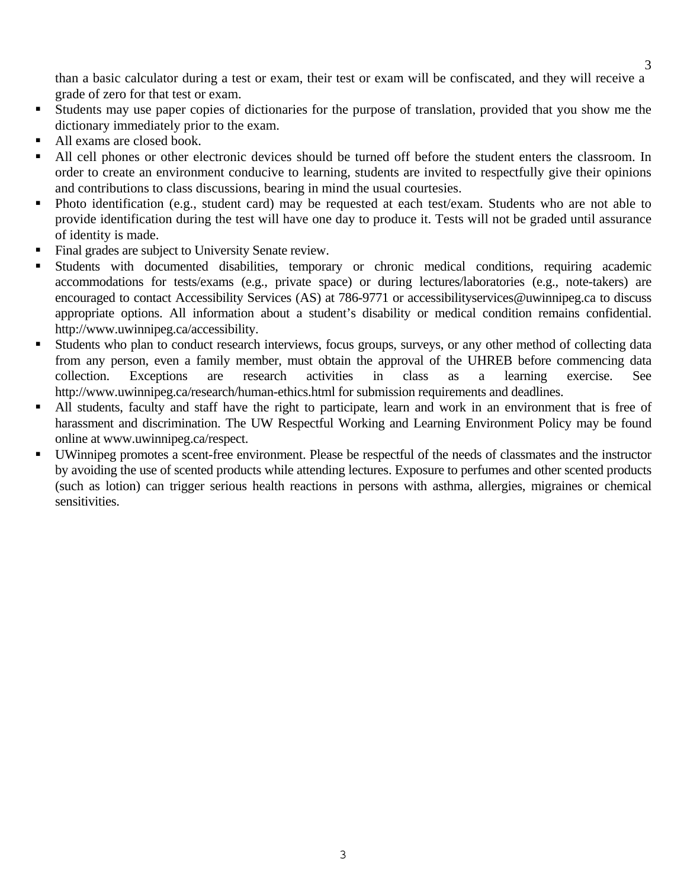than a basic calculator during a test or exam, their test or exam will be confiscated, and they will receive a grade of zero for that test or exam.

- Students may use paper copies of dictionaries for the purpose of translation, provided that you show me the dictionary immediately prior to the exam.
- All exams are closed book.
- All cell phones or other electronic devices should be turned off before the student enters the classroom. In order to create an environment conducive to learning, students are invited to respectfully give their opinions and contributions to class discussions, bearing in mind the usual courtesies.
- Photo identification (e.g., student card) may be requested at each test/exam. Students who are not able to provide identification during the test will have one day to produce it. Tests will not be graded until assurance of identity is made.
- Final grades are subject to University Senate review.
- Students with documented disabilities, temporary or chronic medical conditions, requiring academic accommodations for tests/exams (e.g., private space) or during lectures/laboratories (e.g., note-takers) are encouraged to contact Accessibility Services (AS) at 786-9771 or accessibilityservices@uwinnipeg.ca to discuss appropriate options. All information about a student's disability or medical condition remains confidential. http://www.uwinnipeg.ca/accessibility.
- Students who plan to conduct research interviews, focus groups, surveys, or any other method of collecting data from any person, even a family member, must obtain the approval of the UHREB before commencing data collection. Exceptions are research activities in class as a learning exercise. See http://www.uwinnipeg.ca/research/human-ethics.html for submission requirements and deadlines.
- All students, faculty and staff have the right to participate, learn and work in an environment that is free of harassment and discrimination. The UW Respectful Working and Learning Environment Policy may be found online at www.uwinnipeg.ca/respect.
- UWinnipeg promotes a scent-free environment. Please be respectful of the needs of classmates and the instructor by avoiding the use of scented products while attending lectures. Exposure to perfumes and other scented products (such as lotion) can trigger serious health reactions in persons with asthma, allergies, migraines or chemical sensitivities.